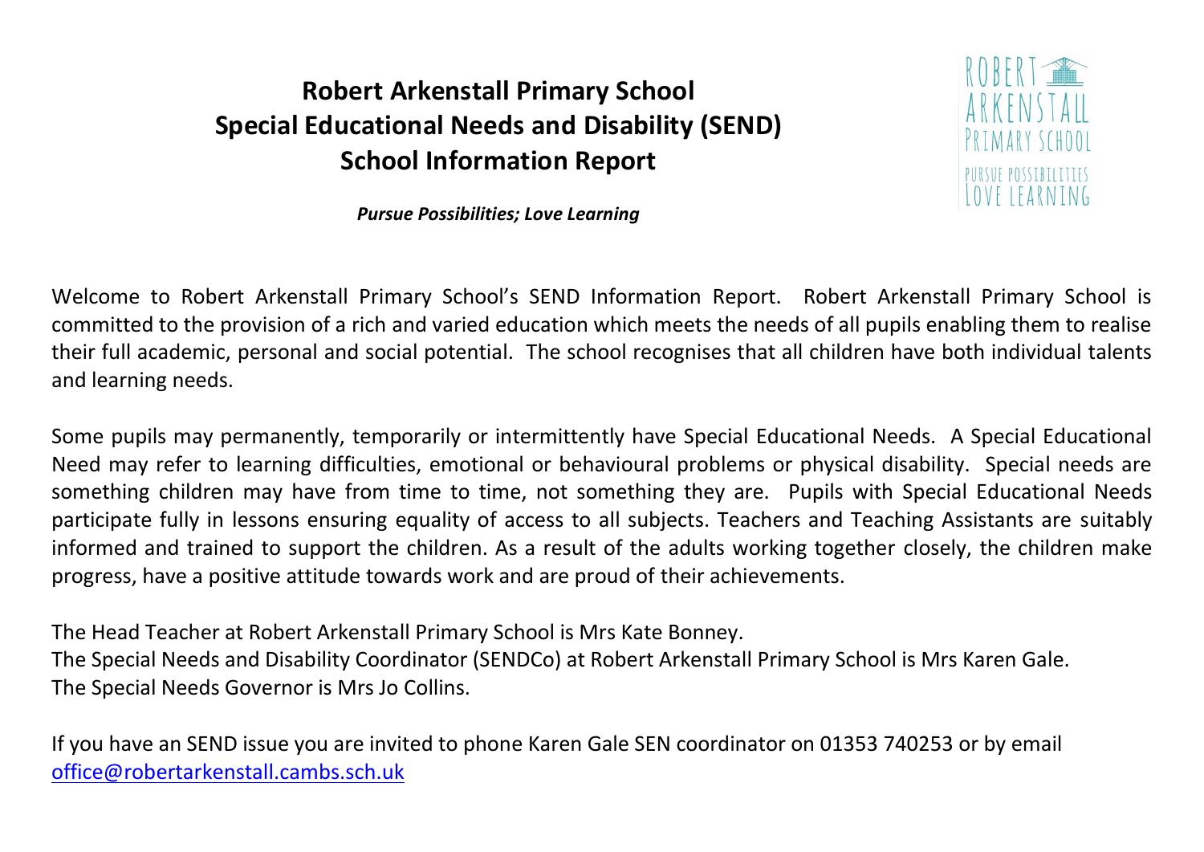# Robert Arkenstall Primary School
# Special Educational Needs and Disability (SEND)
# School Information Report

***Pursue Possibilities; Love Learning***

Welcome to Robert Arkenstall Primary School's SEND Information Report. Robert Arkenstall Primary School is committed to the provision of a rich and varied education which meets the needs of all pupils enabling them to realise their full academic, personal and social potential. The school recognises that all children have both individual talents and learning needs.

Some pupils may permanently, temporarily or intermittently have Special Educational Needs. A Special Educational Need may refer to learning difficulties, emotional or behavioural problems or physical disability. Special needs are something children may have from time to time, not something they are. Pupils with Special Educational Needs participate fully in lessons ensuring equality of access to all subjects. Teachers and Teaching Assistants are suitably informed and trained to support the children. As a result of the adults working together closely, the children make progress, have a positive attitude towards work and are proud of their achievements.

The Head Teacher at Robert Arkenstall Primary School is Mrs Kate Bonney.
The Special Needs and Disability Coordinator (SENDCo) at Robert Arkenstall Primary School is Mrs Karen Gale.
The Special Needs Governor is Mrs Jo Collins.

If you have an SEND issue you are invited to phone Karen Gale SEN coordinator on 01353 740253 or by email [office@robertarkenstall.cambs.sch.uk](mailto:office@robertarkenstall.cambs.sch.uk)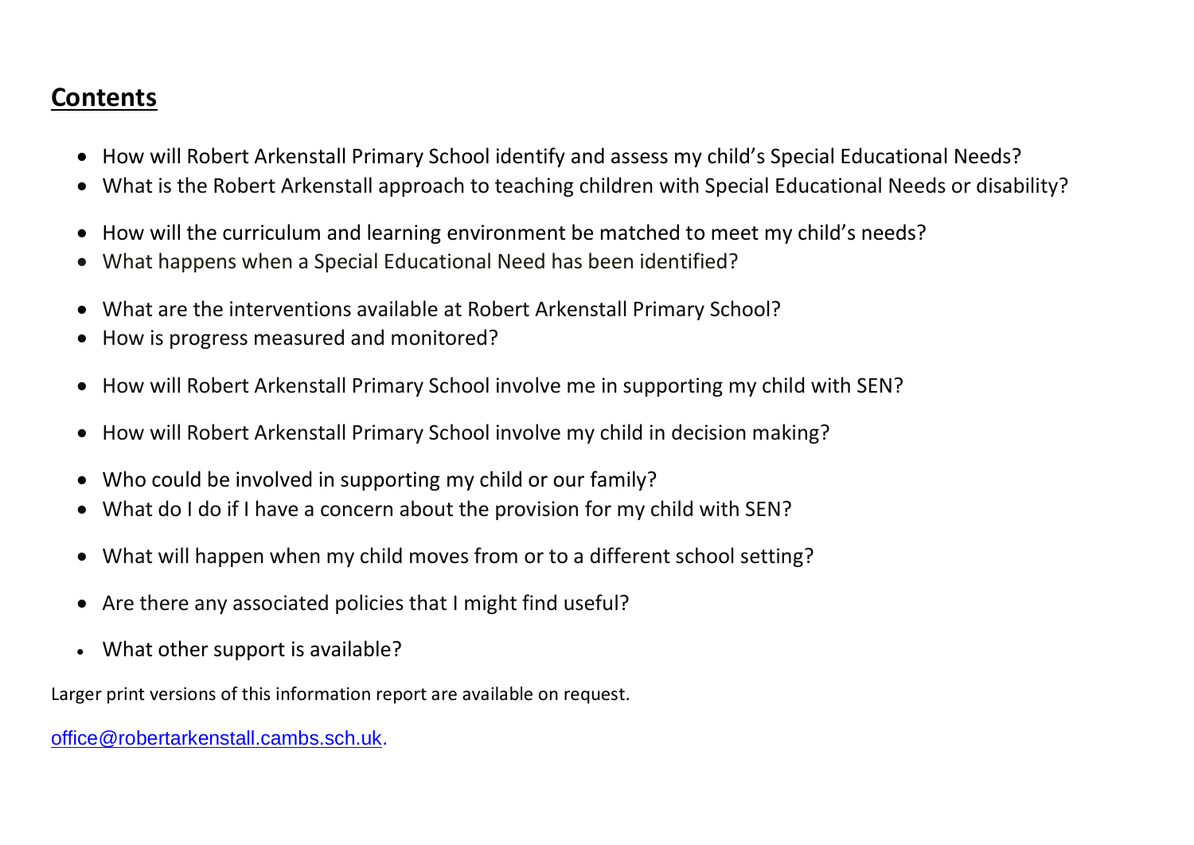## Contents

- How will Robert Arkenstall Primary School identify and assess my child's Special Educational Needs?
- What is the Robert Arkenstall approach to teaching children with Special Educational Needs or disability?
- How will the curriculum and learning environment be matched to meet my child's needs?
- What happens when a Special Educational Need has been identified?
- What are the interventions available at Robert Arkenstall Primary School?
- How is progress measured and monitored?
- How will Robert Arkenstall Primary School involve me in supporting my child with SEN?
- How will Robert Arkenstall Primary School involve my child in decision making?
- Who could be involved in supporting my child or our family?
- What do I do if I have a concern about the provision for my child with SEN?
- What will happen when my child moves from or to a different school setting?
- Are there any associated policies that I might find useful?
- What other support is available?

Larger print versions of this information report are available on request.

office@robertarkenstall.cambs.sch.uk.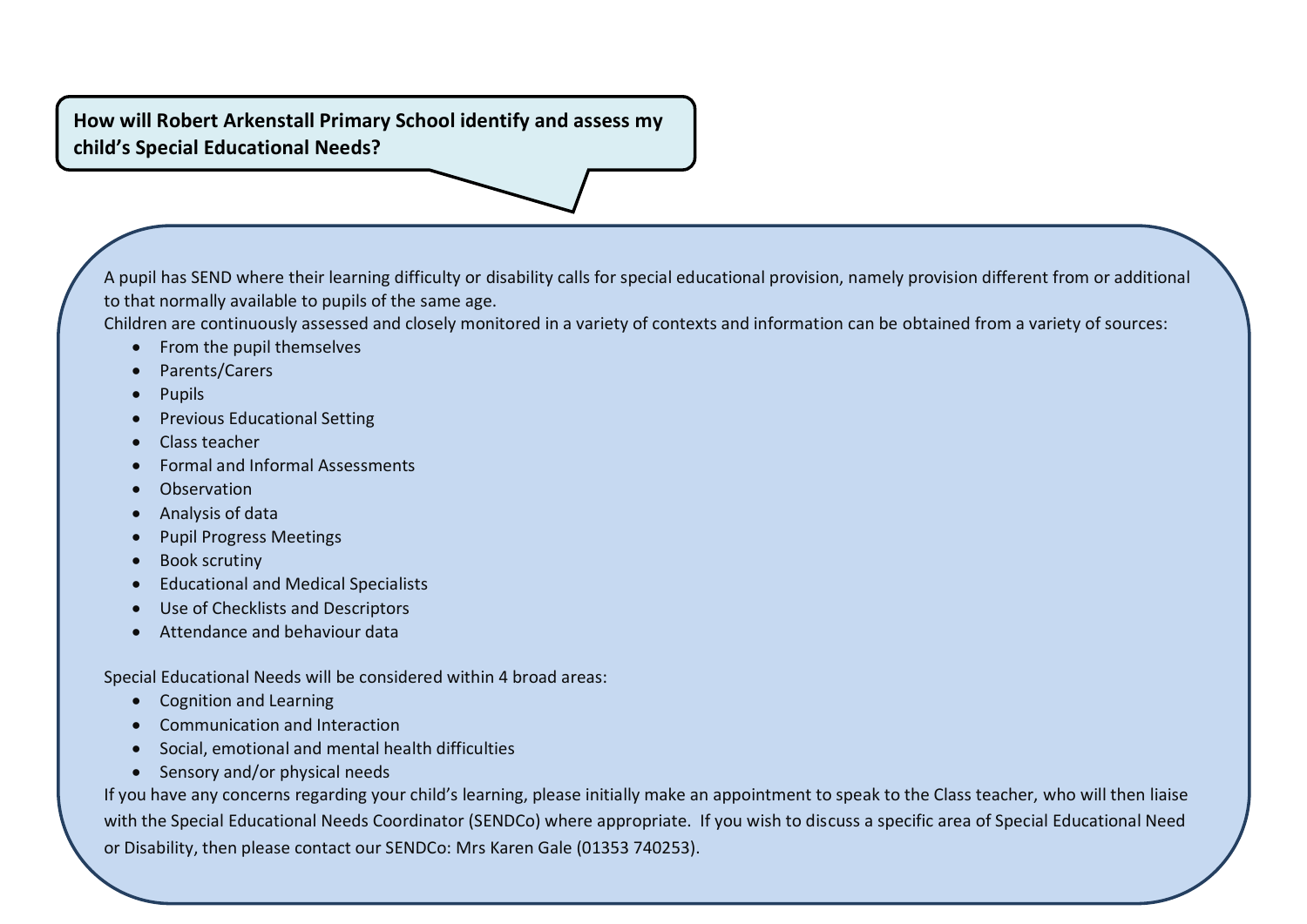**How will Robert Arkenstall Primary School identify and assess my child's Special Educational Needs?**

A pupil has SEND where their learning difficulty or disability calls for special educational provision, namely provision different from or additional to that normally available to pupils of the same age.

Children are continuously assessed and closely monitored in a variety of contexts and information can be obtained from a variety of sources:

- From the pupil themselves
- Parents/Carers
- Pupils
- Previous Educational Setting
- Class teacher
- Formal and Informal Assessments
- Observation
- Analysis of data
- Pupil Progress Meetings
- Book scrutiny
- Educational and Medical Specialists
- Use of Checklists and Descriptors
- Attendance and behaviour data

Special Educational Needs will be considered within 4 broad areas:

- Cognition and Learning
- Communication and Interaction
- Social, emotional and mental health difficulties
- Sensory and/or physical needs

If you have any concerns regarding your child's learning, please initially make an appointment to speak to the Class teacher, who will then liaise with the Special Educational Needs Coordinator (SENDCo) where appropriate. If you wish to discuss a specific area of Special Educational Need or Disability, then please contact our SENDCo: Mrs Karen Gale (01353 740253).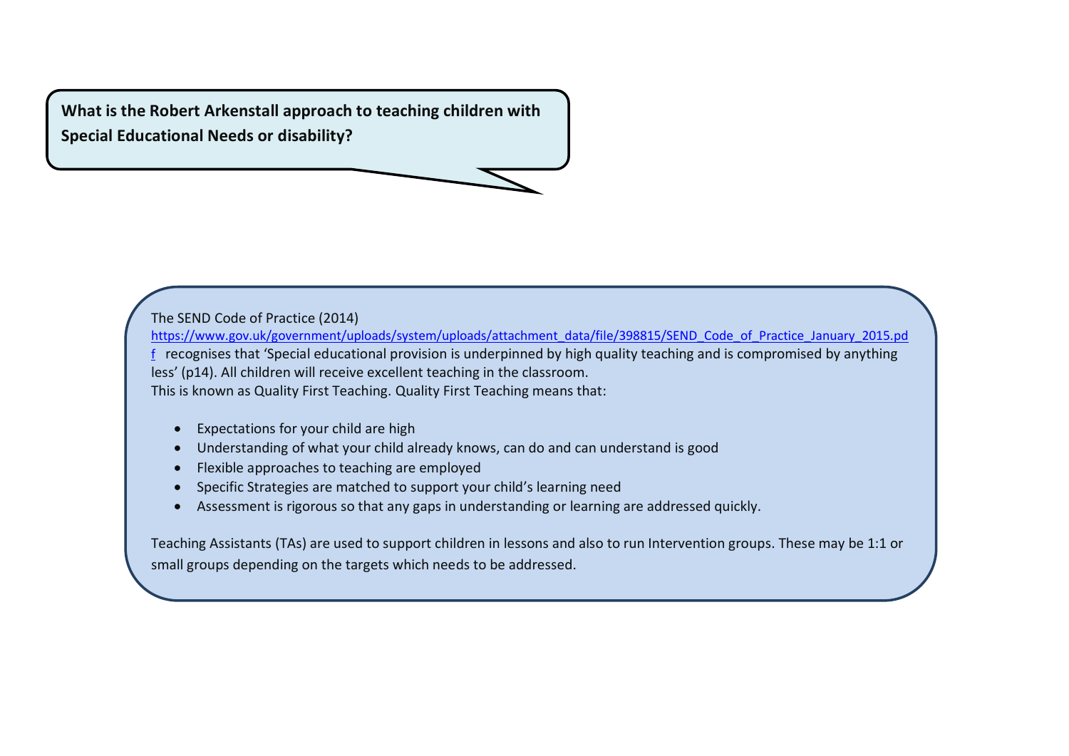**What is the Robert Arkenstall approach to teaching children with Special Educational Needs or disability?**

The SEND Code of Practice (2014) https://www.gov.uk/government/uploads/system/uploads/attachment_data/file/398815/SEND_Code_of_Practice_January_2015.pdf recognises that 'Special educational provision is underpinned by high quality teaching and is compromised by anything less' (p14). All children will receive excellent teaching in the classroom.
This is known as Quality First Teaching. Quality First Teaching means that:

- Expectations for your child are high
- Understanding of what your child already knows, can do and can understand is good
- Flexible approaches to teaching are employed
- Specific Strategies are matched to support your child's learning need
- Assessment is rigorous so that any gaps in understanding or learning are addressed quickly.

Teaching Assistants (TAs) are used to support children in lessons and also to run Intervention groups. These may be 1:1 or small groups depending on the targets which needs to be addressed.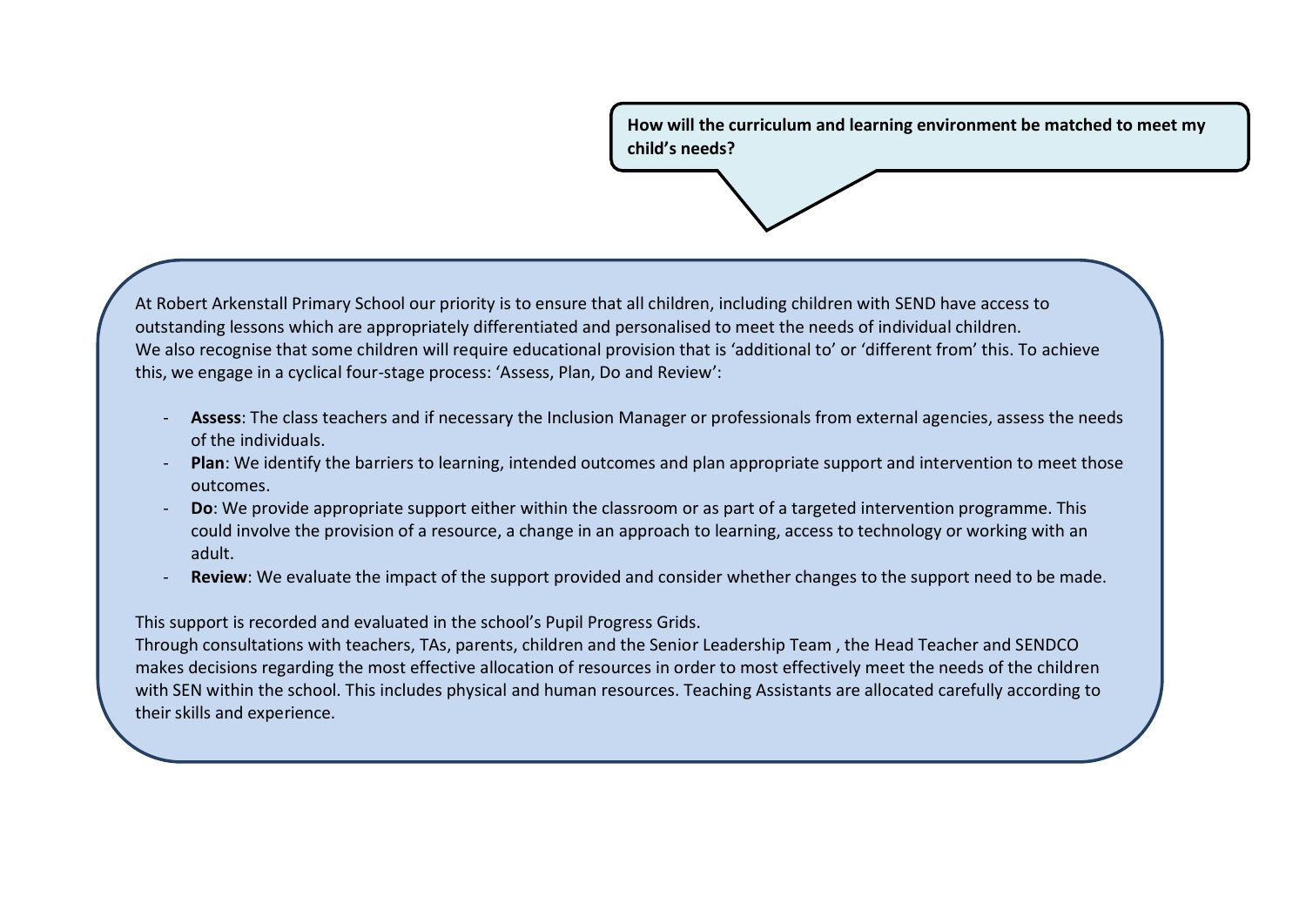**How will the curriculum and learning environment be matched to meet my child's needs?**

At Robert Arkenstall Primary School our priority is to ensure that all children, including children with SEND have access to outstanding lessons which are appropriately differentiated and personalised to meet the needs of individual children.
We also recognise that some children will require educational provision that is 'additional to' or 'different from' this. To achieve this, we engage in a cyclical four-stage process: 'Assess, Plan, Do and Review':

- **Assess**: The class teachers and if necessary the Inclusion Manager or professionals from external agencies, assess the needs of the individuals.
- **Plan**: We identify the barriers to learning, intended outcomes and plan appropriate support and intervention to meet those outcomes.
- **Do**: We provide appropriate support either within the classroom or as part of a targeted intervention programme. This could involve the provision of a resource, a change in an approach to learning, access to technology or working with an adult.
- **Review**: We evaluate the impact of the support provided and consider whether changes to the support need to be made.

This support is recorded and evaluated in the school's Pupil Progress Grids.
Through consultations with teachers, TAs, parents, children and the Senior Leadership Team , the Head Teacher and SENDCO makes decisions regarding the most effective allocation of resources in order to most effectively meet the needs of the children with SEN within the school. This includes physical and human resources. Teaching Assistants are allocated carefully according to their skills and experience.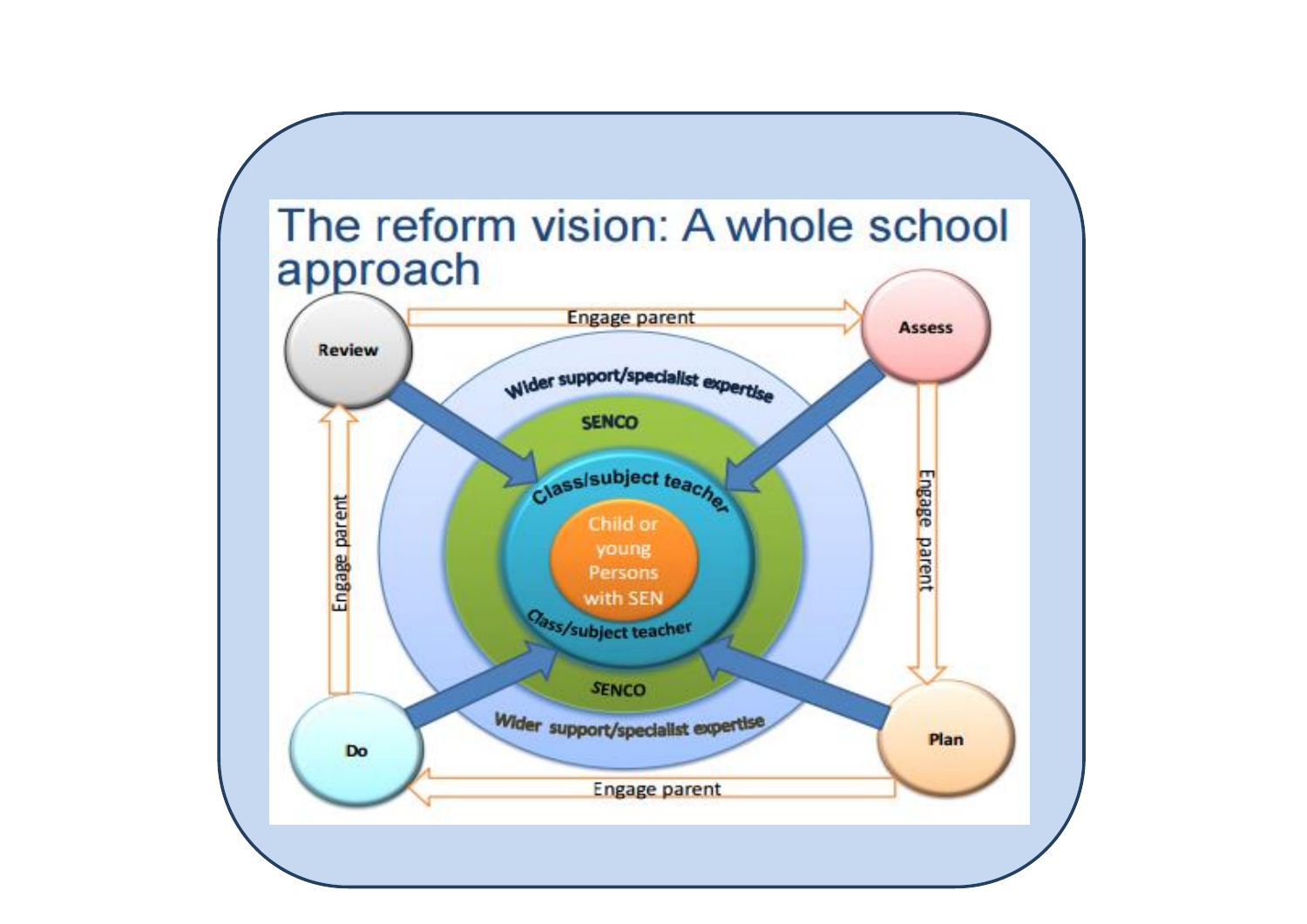# The reform vision: A whole school approach

Review

Engage parent

Assess

Wider support/specialist expertise

SENCO

Class/subject teacher

Child or young Persons with SEN

Class/subject teacher

SENCO

Wider support/specialist expertise

Engage parent

Engage parent

Do

Engage parent

Plan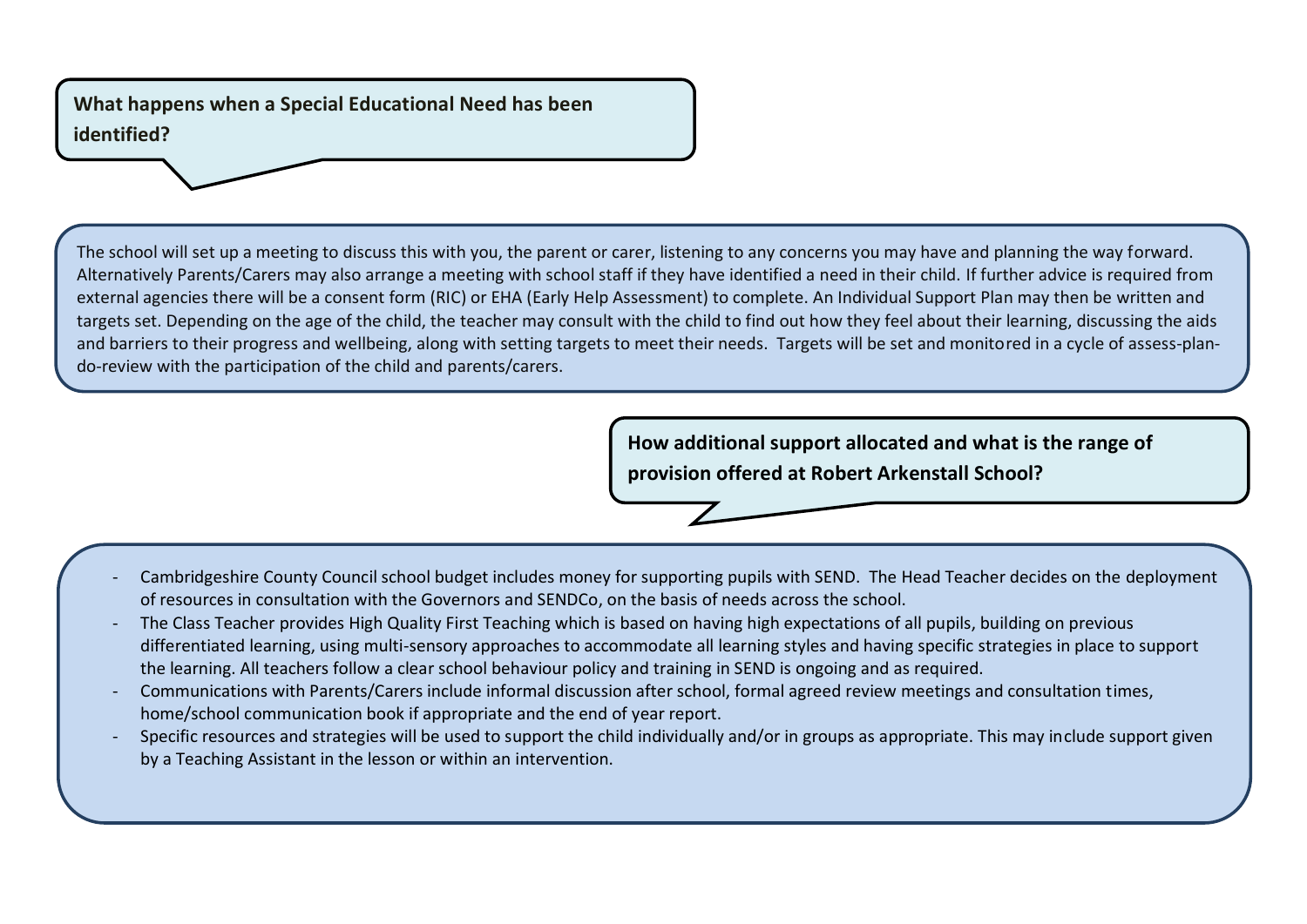## What happens when a Special Educational Need has been identified?

The school will set up a meeting to discuss this with you, the parent or carer, listening to any concerns you may have and planning the way forward. Alternatively Parents/Carers may also arrange a meeting with school staff if they have identified a need in their child. If further advice is required from external agencies there will be a consent form (RIC) or EHA (Early Help Assessment) to complete. An Individual Support Plan may then be written and targets set. Depending on the age of the child, the teacher may consult with the child to find out how they feel about their learning, discussing the aids and barriers to their progress and wellbeing, along with setting targets to meet their needs. Targets will be set and monitored in a cycle of assess-plan-do-review with the participation of the child and parents/carers.

## How additional support allocated and what is the range of provision offered at Robert Arkenstall School?

- Cambridgeshire County Council school budget includes money for supporting pupils with SEND. The Head Teacher decides on the deployment of resources in consultation with the Governors and SENDCo, on the basis of needs across the school.
- The Class Teacher provides High Quality First Teaching which is based on having high expectations of all pupils, building on previous differentiated learning, using multi-sensory approaches to accommodate all learning styles and having specific strategies in place to support the learning. All teachers follow a clear school behaviour policy and training in SEND is ongoing and as required.
- Communications with Parents/Carers include informal discussion after school, formal agreed review meetings and consultation times, home/school communication book if appropriate and the end of year report.
- Specific resources and strategies will be used to support the child individually and/or in groups as appropriate. This may include support given by a Teaching Assistant in the lesson or within an intervention.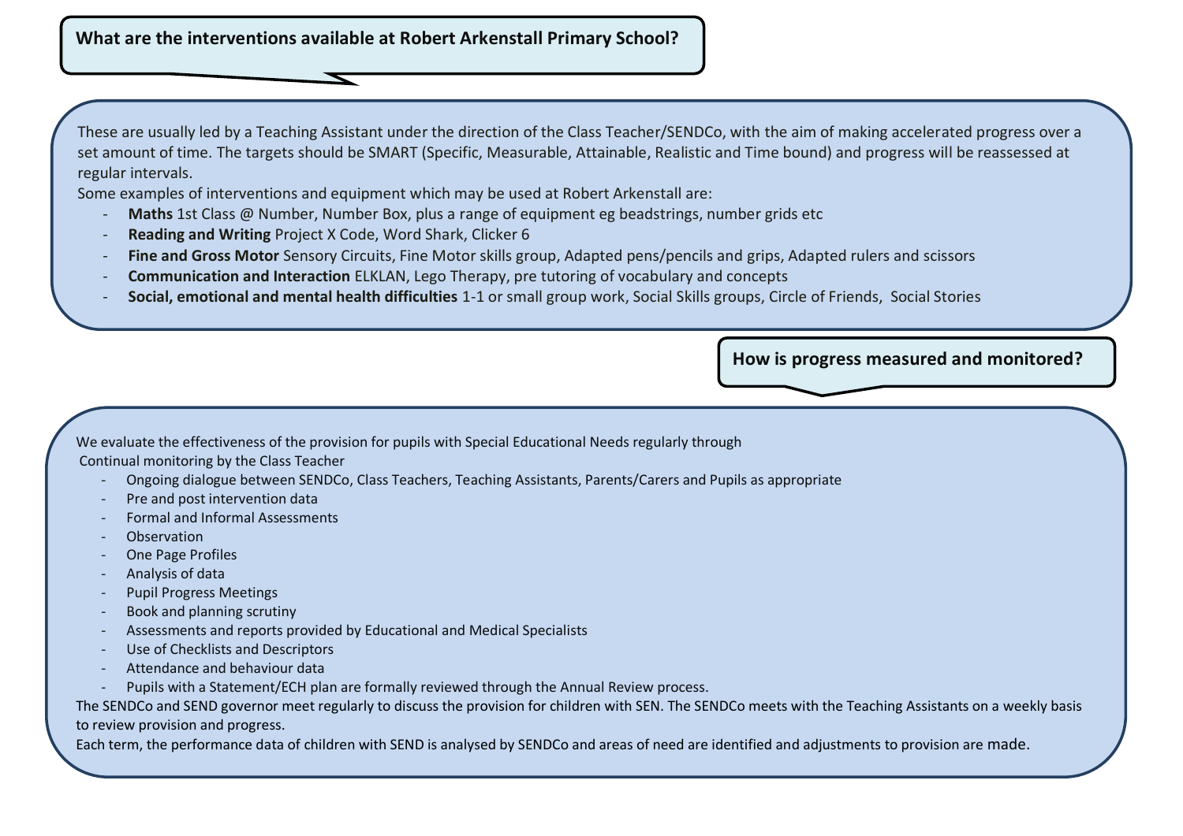## What are the interventions available at Robert Arkenstall Primary School?

These are usually led by a Teaching Assistant under the direction of the Class Teacher/SENDCo, with the aim of making accelerated progress over a set amount of time. The targets should be SMART (Specific, Measurable, Attainable, Realistic and Time bound) and progress will be reassessed at regular intervals.

Some examples of interventions and equipment which may be used at Robert Arkenstall are:

- **Maths** 1st Class @ Number, Number Box, plus a range of equipment eg beadstrings, number grids etc
- **Reading and Writing** Project X Code, Word Shark, Clicker 6
- **Fine and Gross Motor** Sensory Circuits, Fine Motor skills group, Adapted pens/pencils and grips, Adapted rulers and scissors
- **Communication and Interaction** ELKLAN, Lego Therapy, pre tutoring of vocabulary and concepts
- **Social, emotional and mental health difficulties** 1-1 or small group work, Social Skills groups, Circle of Friends, Social Stories

## How is progress measured and monitored?

We evaluate the effectiveness of the provision for pupils with Special Educational Needs regularly through

Continual monitoring by the Class Teacher

- Ongoing dialogue between SENDCo, Class Teachers, Teaching Assistants, Parents/Carers and Pupils as appropriate
- Pre and post intervention data
- Formal and Informal Assessments
- Observation
- One Page Profiles
- Analysis of data
- Pupil Progress Meetings
- Book and planning scrutiny
- Assessments and reports provided by Educational and Medical Specialists
- Use of Checklists and Descriptors
- Attendance and behaviour data
- Pupils with a Statement/ECH plan are formally reviewed through the Annual Review process.

The SENDCo and SEND governor meet regularly to discuss the provision for children with SEN. The SENDCo meets with the Teaching Assistants on a weekly basis to review provision and progress.

Each term, the performance data of children with SEND is analysed by SENDCo and areas of need are identified and adjustments to provision are made.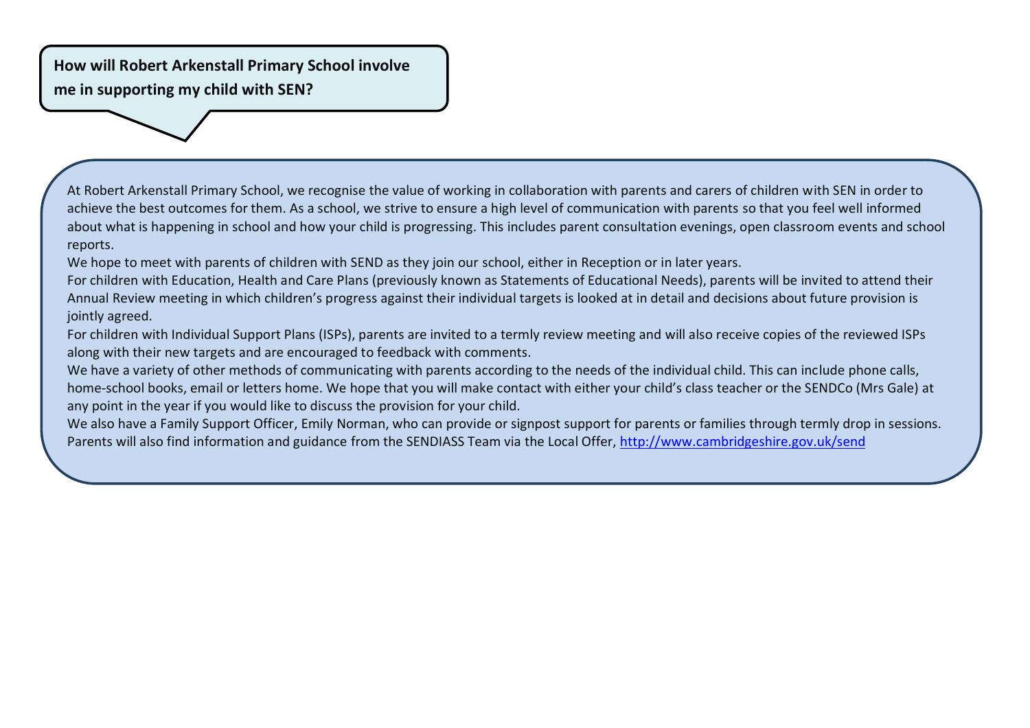**How will Robert Arkenstall Primary School involve me in supporting my child with SEN?**

At Robert Arkenstall Primary School, we recognise the value of working in collaboration with parents and carers of children with SEN in order to achieve the best outcomes for them. As a school, we strive to ensure a high level of communication with parents so that you feel well informed about what is happening in school and how your child is progressing. This includes parent consultation evenings, open classroom events and school reports.

We hope to meet with parents of children with SEND as they join our school, either in Reception or in later years.

For children with Education, Health and Care Plans (previously known as Statements of Educational Needs), parents will be invited to attend their Annual Review meeting in which children's progress against their individual targets is looked at in detail and decisions about future provision is jointly agreed.

For children with Individual Support Plans (ISPs), parents are invited to a termly review meeting and will also receive copies of the reviewed ISPs along with their new targets and are encouraged to feedback with comments.

We have a variety of other methods of communicating with parents according to the needs of the individual child. This can include phone calls, home-school books, email or letters home. We hope that you will make contact with either your child's class teacher or the SENDCo (Mrs Gale) at any point in the year if you would like to discuss the provision for your child.

We also have a Family Support Officer, Emily Norman, who can provide or signpost support for parents or families through termly drop in sessions. Parents will also find information and guidance from the SENDIASS Team via the Local Offer, [http://www.cambridgeshire.gov.uk/send](http://www.cambridgeshire.gov.uk/send)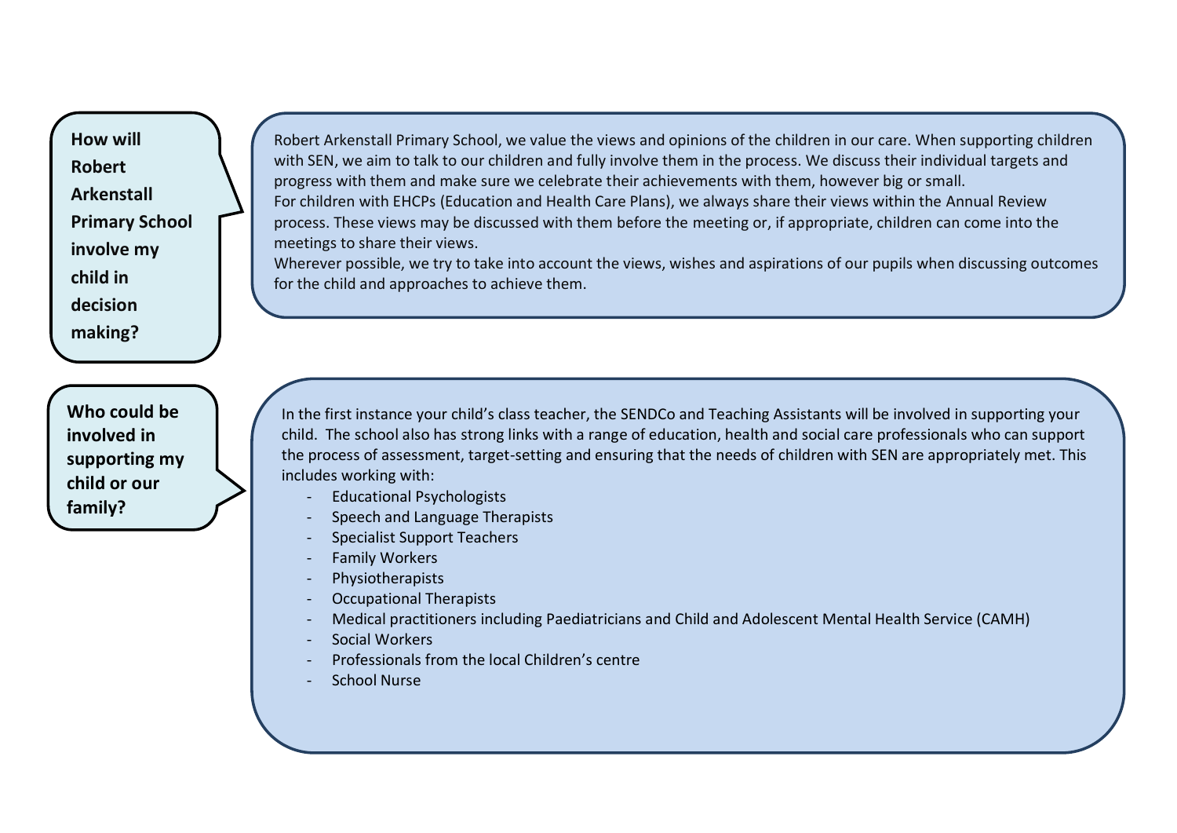## How will Robert Arkenstall Primary School involve my child in decision making?

Robert Arkenstall Primary School, we value the views and opinions of the children in our care. When supporting children with SEN, we aim to talk to our children and fully involve them in the process. We discuss their individual targets and progress with them and make sure we celebrate their achievements with them, however big or small.

For children with EHCPs (Education and Health Care Plans), we always share their views within the Annual Review process. These views may be discussed with them before the meeting or, if appropriate, children can come into the meetings to share their views.

Wherever possible, we try to take into account the views, wishes and aspirations of our pupils when discussing outcomes for the child and approaches to achieve them.

## Who could be involved in supporting my child or our family?

In the first instance your child's class teacher, the SENDCo and Teaching Assistants will be involved in supporting your child. The school also has strong links with a range of education, health and social care professionals who can support the process of assessment, target-setting and ensuring that the needs of children with SEN are appropriately met. This includes working with:

- Educational Psychologists
- Speech and Language Therapists
- Specialist Support Teachers
- Family Workers
- Physiotherapists
- Occupational Therapists
- Medical practitioners including Paediatricians and Child and Adolescent Mental Health Service (CAMH)
- Social Workers
- Professionals from the local Children's centre
- School Nurse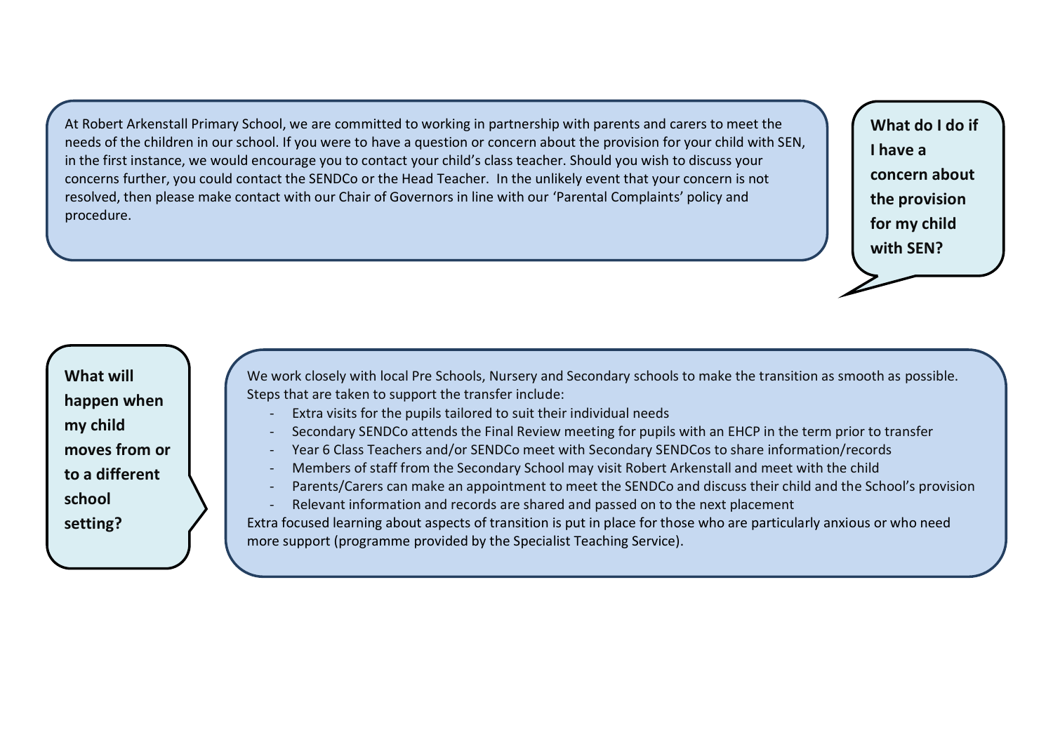**What do I do if I have a concern about the provision for my child with SEN?**

At Robert Arkenstall Primary School, we are committed to working in partnership with parents and carers to meet the needs of the children in our school. If you were to have a question or concern about the provision for your child with SEN, in the first instance, we would encourage you to contact your child's class teacher. Should you wish to discuss your concerns further, you could contact the SENDCo or the Head Teacher. In the unlikely event that your concern is not resolved, then please make contact with our Chair of Governors in line with our 'Parental Complaints' policy and procedure.

**What will happen when my child moves from or to a different school setting?**

We work closely with local Pre Schools, Nursery and Secondary schools to make the transition as smooth as possible. Steps that are taken to support the transfer include:

- Extra visits for the pupils tailored to suit their individual needs
- Secondary SENDCo attends the Final Review meeting for pupils with an EHCP in the term prior to transfer
- Year 6 Class Teachers and/or SENDCo meet with Secondary SENDCos to share information/records
- Members of staff from the Secondary School may visit Robert Arkenstall and meet with the child
- Parents/Carers can make an appointment to meet the SENDCo and discuss their child and the School's provision
- Relevant information and records are shared and passed on to the next placement

Extra focused learning about aspects of transition is put in place for those who are particularly anxious or who need more support (programme provided by the Specialist Teaching Service).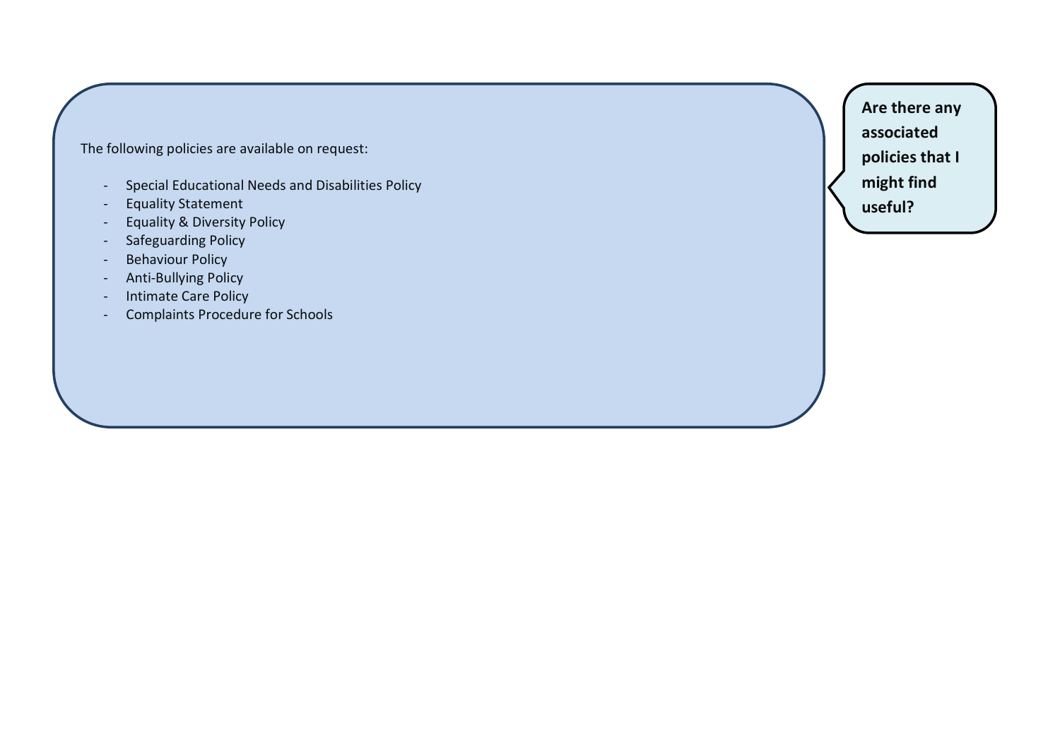**Are there any associated policies that I might find useful?**

The following policies are available on request:

- Special Educational Needs and Disabilities Policy
- Equality Statement
- Equality & Diversity Policy
- Safeguarding Policy
- Behaviour Policy
- Anti-Bullying Policy
- Intimate Care Policy
- Complaints Procedure for Schools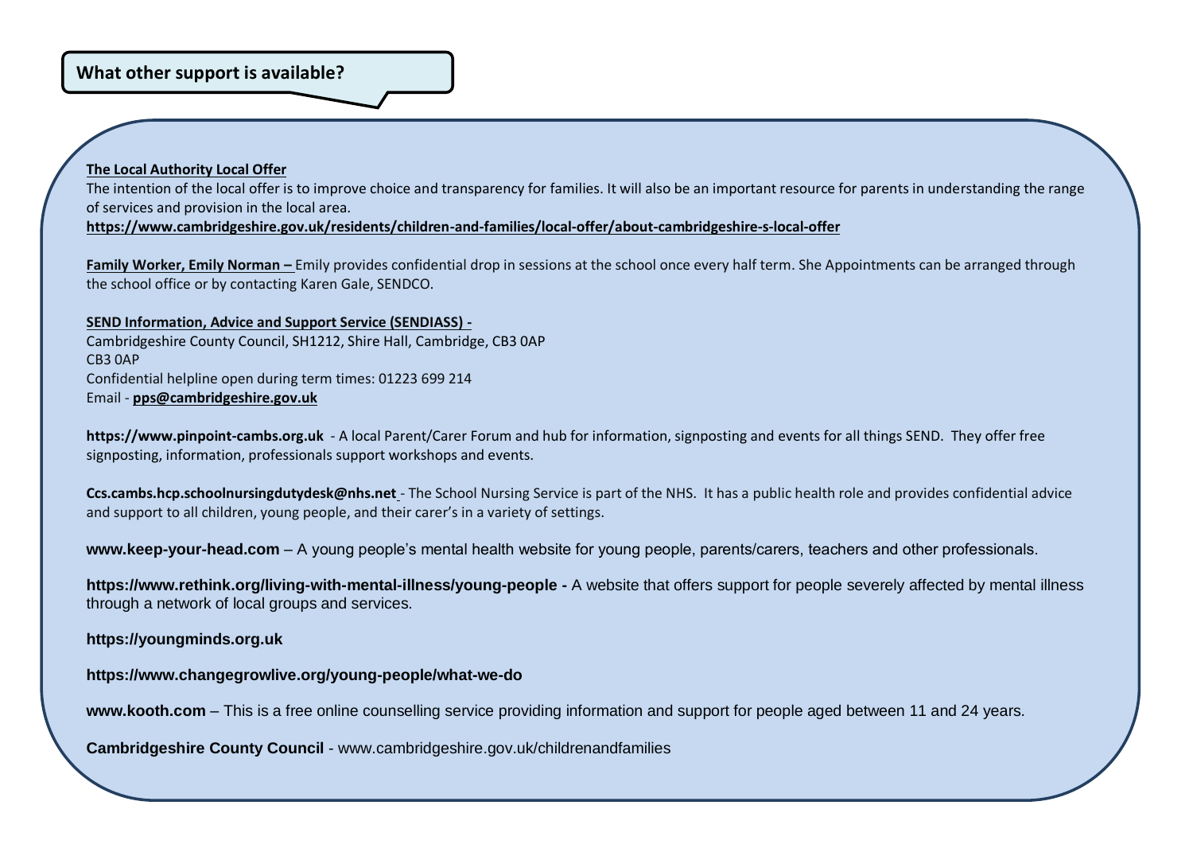## What other support is available?

**The Local Authority Local Offer**

The intention of the local offer is to improve choice and transparency for families. It will also be an important resource for parents in understanding the range of services and provision in the local area.

**https://www.cambridgeshire.gov.uk/residents/children-and-families/local-offer/about-cambridgeshire-s-local-offer**

**Family Worker, Emily Norman –** Emily provides confidential drop in sessions at the school once every half term. She Appointments can be arranged through the school office or by contacting Karen Gale, SENDCO.

**SEND Information, Advice and Support Service (SENDIASS) -**
Cambridgeshire County Council, SH1212, Shire Hall, Cambridge, CB3 0AP
CB3 0AP
Confidential helpline open during term times: 01223 699 214
Email - **pps@cambridgeshire.gov.uk**

**https://www.pinpoint-cambs.org.uk** - A local Parent/Carer Forum and hub for information, signposting and events for all things SEND. They offer free signposting, information, professionals support workshops and events.

**Ccs.cambs.hcp.schoolnursingdutydesk@nhs.net** - The School Nursing Service is part of the NHS. It has a public health role and provides confidential advice and support to all children, young people, and their carer's in a variety of settings.

**www.keep-your-head.com** – A young people's mental health website for young people, parents/carers, teachers and other professionals.

**https://www.rethink.org/living-with-mental-illness/young-people -** A website that offers support for people severely affected by mental illness through a network of local groups and services.

**https://youngminds.org.uk**

**https://www.changegrowlive.org/young-people/what-we-do**

**www.kooth.com** – This is a free online counselling service providing information and support for people aged between 11 and 24 years.

**Cambridgeshire County Council** - www.cambridgeshire.gov.uk/childrenandfamilies